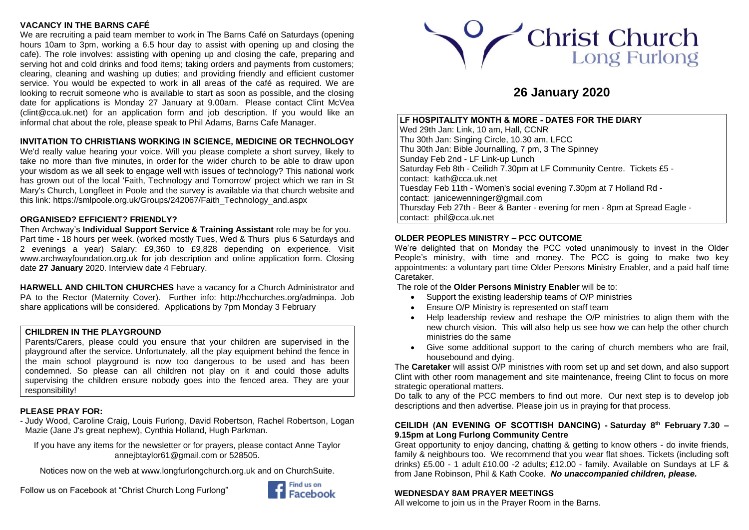# Christ Church Long Furlong

## 26 January 2020

### VACANCY IN THE BARNS CAFÉ

We are recruiting a paid team member to work in The Barns Café on Saturdays (opening hours 10am to 3pm, working a 6.5 hour day to assist with opening up and closing the cafe). The role involves: assisting with opening up and closing the cafe, preparing and serving hot and cold drinks and food items; taking orders and payments from customers; clearing, cleaning and washing up duties; and providing friendly and efficient customer service. You would be expected to work in all areas of the café as required. We are looking to recruit someone who is available to start as soon as possible, and the closing date for applications is Monday 27 January at 9.00am. Please contact Clint McVea (clint@cca.uk.net) for an application form and job description. If you would like an informal chat about the role, please speak to Phil Adams, Barns Cafe Manager.

### INVITATION TO CHRISTIANS WORKING IN SCIENCE, MEDICINE OR TECHNOLOGY

We'd really value hearing your voice. Will you please complete a short survey, likely to take no more than five minutes, in order for the wider church to be able to draw upon your wisdom as we all seek to engage well with issues of technology? This national work has grown out of the local 'Faith, Technology and Tomorrow' project which we ran in St Mary's Church, Longfleet in Poole and the survey is available via that church website and this link: https://smlpoole.org.uk/Groups/242067/Faith_Technology_and.aspx

### ORGANISED? EFFICIENT? FRIENDLY?

Then Archway's **Individual Support Service & Training Assistant** role may be for you. Part time - 18 hours per week. (worked mostly Tues, Wed & Thurs plus 6 Saturdays and 2 evenings a year) Salary: £9,360 to £9,828 depending on experience. Visit www.archwayfoundation.org.uk for job description and online application form. Closing date **27 January** 2020. Interview date 4 February.

**HARWELL AND CHILTON CHURCHES** have a vacancy for a Church Administrator and PA to the Rector (Maternity Cover). Further info: http://hcchurches.org/adminpa. Job share applications will be considered. Applications by 7pm Monday 3 February

### CHILDREN IN THE PLAYGROUND

Parents/Carers, please could you ensure that your children are supervised in the playground after the service. Unfortunately, all the play equipment behind the fence in the main school playground is now too dangerous to be used and has been condemned. So please can all children not play on it and could those adults supervising the children ensure nobody goes into the fenced area. They are your responsibility!

### PLEASE PRAY FOR:

- Judy Wood, Caroline Craig, Louis Furlong, David Robertson, Rachel Robertson, Logan Mazie (Jane J's great nephew), Cynthia Holland, Hugh Parkman.

If you have any items for the newsletter or for prayers, please contact Anne Taylor annejbtaylor61@gmail.com or 528505.

Notices now on the web at www.longfurlongchurch.org.uk and on ChurchSuite.

Follow us on Facebook at "Christ Church Long Furlong"

### LF HOSPITALITY MONTH & MORE - DATES FOR THE DIARY

Wed 29th Jan: Link, 10 am, Hall, CCNR
Thu 30th Jan: Singing Circle, 10.30 am, LFCC
Thu 30th Jan: Bible Journalling, 7 pm, 3 The Spinney
Sunday Feb 2nd - LF Link-up Lunch
Saturday Feb 8th - Ceilidh 7.30pm at LF Community Centre. Tickets £5 - contact: kath@cca.uk.net
Tuesday Feb 11th - Women's social evening 7.30pm at 7 Holland Rd - contact: janicewenninger@gmail.com
Thursday Feb 27th - Beer & Banter - evening for men - 8pm at Spread Eagle - contact: phil@cca.uk.net

### OLDER PEOPLES MINISTRY – PCC OUTCOME

We're delighted that on Monday the PCC voted unanimously to invest in the Older People's ministry, with time and money. The PCC is going to make two key appointments: a voluntary part time Older Persons Ministry Enabler, and a paid half time Caretaker.

The role of the **Older Persons Ministry Enabler** will be to:

- Support the existing leadership teams of O/P ministries
- Ensure O/P Ministry is represented on staff team
- Help leadership review and reshape the O/P ministries to align them with the new church vision. This will also help us see how we can help the other church ministries do the same
- Give some additional support to the caring of church members who are frail, housebound and dying.

The **Caretaker** will assist O/P ministries with room set up and set down, and also support Clint with other room management and site maintenance, freeing Clint to focus on more strategic operational matters.

Do talk to any of the PCC members to find out more. Our next step is to develop job descriptions and then advertise. Please join us in praying for that process.

### CEILIDH (AN EVENING OF SCOTTISH DANCING) - Saturday 8th February 7.30 – 9.15pm at Long Furlong Community Centre

Great opportunity to enjoy dancing, chatting & getting to know others - do invite friends, family & neighbours too. We recommend that you wear flat shoes. Tickets (including soft drinks) £5.00 - 1 adult £10.00 -2 adults; £12.00 - family. Available on Sundays at LF & from Jane Robinson, Phil & Kath Cooke. ***No unaccompanied children, please.***

### WEDNESDAY 8AM PRAYER MEETINGS

All welcome to join us in the Prayer Room in the Barns.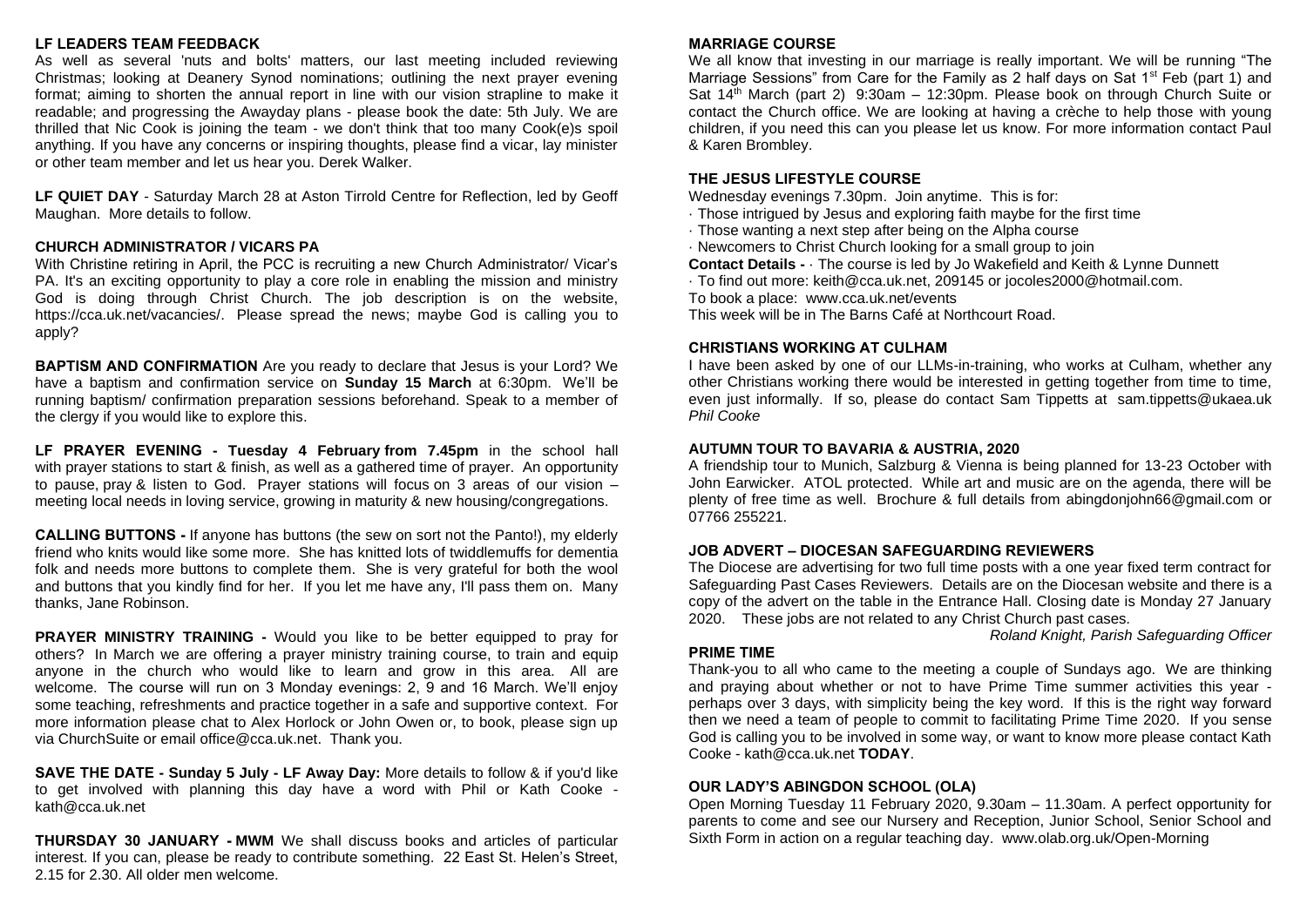### LF LEADERS TEAM FEEDBACK

As well as several 'nuts and bolts' matters, our last meeting included reviewing Christmas; looking at Deanery Synod nominations; outlining the next prayer evening format; aiming to shorten the annual report in line with our vision strapline to make it readable; and progressing the Awayday plans - please book the date: 5th July. We are thrilled that Nic Cook is joining the team - we don't think that too many Cook(e)s spoil anything. If you have any concerns or inspiring thoughts, please find a vicar, lay minister or other team member and let us hear you. Derek Walker.

**LF QUIET DAY** - Saturday March 28 at Aston Tirrold Centre for Reflection, led by Geoff Maughan. More details to follow.

### CHURCH ADMINISTRATOR / VICARS PA

With Christine retiring in April, the PCC is recruiting a new Church Administrator/ Vicar's PA. It's an exciting opportunity to play a core role in enabling the mission and ministry God is doing through Christ Church. The job description is on the website, https://cca.uk.net/vacancies/. Please spread the news; maybe God is calling you to apply?

**BAPTISM AND CONFIRMATION** Are you ready to declare that Jesus is your Lord? We have a baptism and confirmation service on **Sunday 15 March** at 6:30pm. We'll be running baptism/ confirmation preparation sessions beforehand. Speak to a member of the clergy if you would like to explore this.

**LF PRAYER EVENING - Tuesday 4 February from 7.45pm** in the school hall with prayer stations to start & finish, as well as a gathered time of prayer. An opportunity to pause, pray & listen to God. Prayer stations will focus on 3 areas of our vision – meeting local needs in loving service, growing in maturity & new housing/congregations.

**CALLING BUTTONS -** If anyone has buttons (the sew on sort not the Panto!), my elderly friend who knits would like some more. She has knitted lots of twiddlemuffs for dementia folk and needs more buttons to complete them. She is very grateful for both the wool and buttons that you kindly find for her. If you let me have any, I'll pass them on. Many thanks, Jane Robinson.

**PRAYER MINISTRY TRAINING -** Would you like to be better equipped to pray for others? In March we are offering a prayer ministry training course, to train and equip anyone in the church who would like to learn and grow in this area. All are welcome. The course will run on 3 Monday evenings: 2, 9 and 16 March. We'll enjoy some teaching, refreshments and practice together in a safe and supportive context. For more information please chat to Alex Horlock or John Owen or, to book, please sign up via ChurchSuite or email office@cca.uk.net. Thank you.

**SAVE THE DATE - Sunday 5 July - LF Away Day:** More details to follow & if you'd like to get involved with planning this day have a word with Phil or Kath Cooke - kath@cca.uk.net

**THURSDAY 30 JANUARY - MWM** We shall discuss books and articles of particular interest. If you can, please be ready to contribute something. 22 East St. Helen's Street, 2.15 for 2.30. All older men welcome.

### MARRIAGE COURSE

We all know that investing in our marriage is really important. We will be running "The Marriage Sessions" from Care for the Family as 2 half days on Sat 1st Feb (part 1) and Sat 14th March (part 2) 9:30am – 12:30pm. Please book on through Church Suite or contact the Church office. We are looking at having a crèche to help those with young children, if you need this can you please let us know. For more information contact Paul & Karen Brombley.

### THE JESUS LIFESTYLE COURSE

Wednesday evenings 7.30pm. Join anytime. This is for:

- Those intrigued by Jesus and exploring faith maybe for the first time
- Those wanting a next step after being on the Alpha course
- Newcomers to Christ Church looking for a small group to join

**Contact Details -** · The course is led by Jo Wakefield and Keith & Lynne Dunnett

· To find out more: keith@cca.uk.net, 209145 or jocoles2000@hotmail.com.

To book a place: www.cca.uk.net/events

This week will be in The Barns Café at Northcourt Road.

### CHRISTIANS WORKING AT CULHAM

I have been asked by one of our LLMs-in-training, who works at Culham, whether any other Christians working there would be interested in getting together from time to time, even just informally. If so, please do contact Sam Tippetts at sam.tippetts@ukaea.uk
*Phil Cooke*

### AUTUMN TOUR TO BAVARIA & AUSTRIA, 2020

A friendship tour to Munich, Salzburg & Vienna is being planned for 13-23 October with John Earwicker. ATOL protected. While art and music are on the agenda, there will be plenty of free time as well. Brochure & full details from abingdonjohn66@gmail.com or 07766 255221.

### JOB ADVERT – DIOCESAN SAFEGUARDING REVIEWERS

The Diocese are advertising for two full time posts with a one year fixed term contract for Safeguarding Past Cases Reviewers. Details are on the Diocesan website and there is a copy of the advert on the table in the Entrance Hall. Closing date is Monday 27 January 2020. These jobs are not related to any Christ Church past cases.

*Roland Knight, Parish Safeguarding Officer*

### PRIME TIME

Thank-you to all who came to the meeting a couple of Sundays ago. We are thinking and praying about whether or not to have Prime Time summer activities this year - perhaps over 3 days, with simplicity being the key word. If this is the right way forward then we need a team of people to commit to facilitating Prime Time 2020. If you sense God is calling you to be involved in some way, or want to know more please contact Kath Cooke - kath@cca.uk.net **TODAY**.

### OUR LADY'S ABINGDON SCHOOL (OLA)

Open Morning Tuesday 11 February 2020, 9.30am – 11.30am. A perfect opportunity for parents to come and see our Nursery and Reception, Junior School, Senior School and Sixth Form in action on a regular teaching day. www.olab.org.uk/Open-Morning